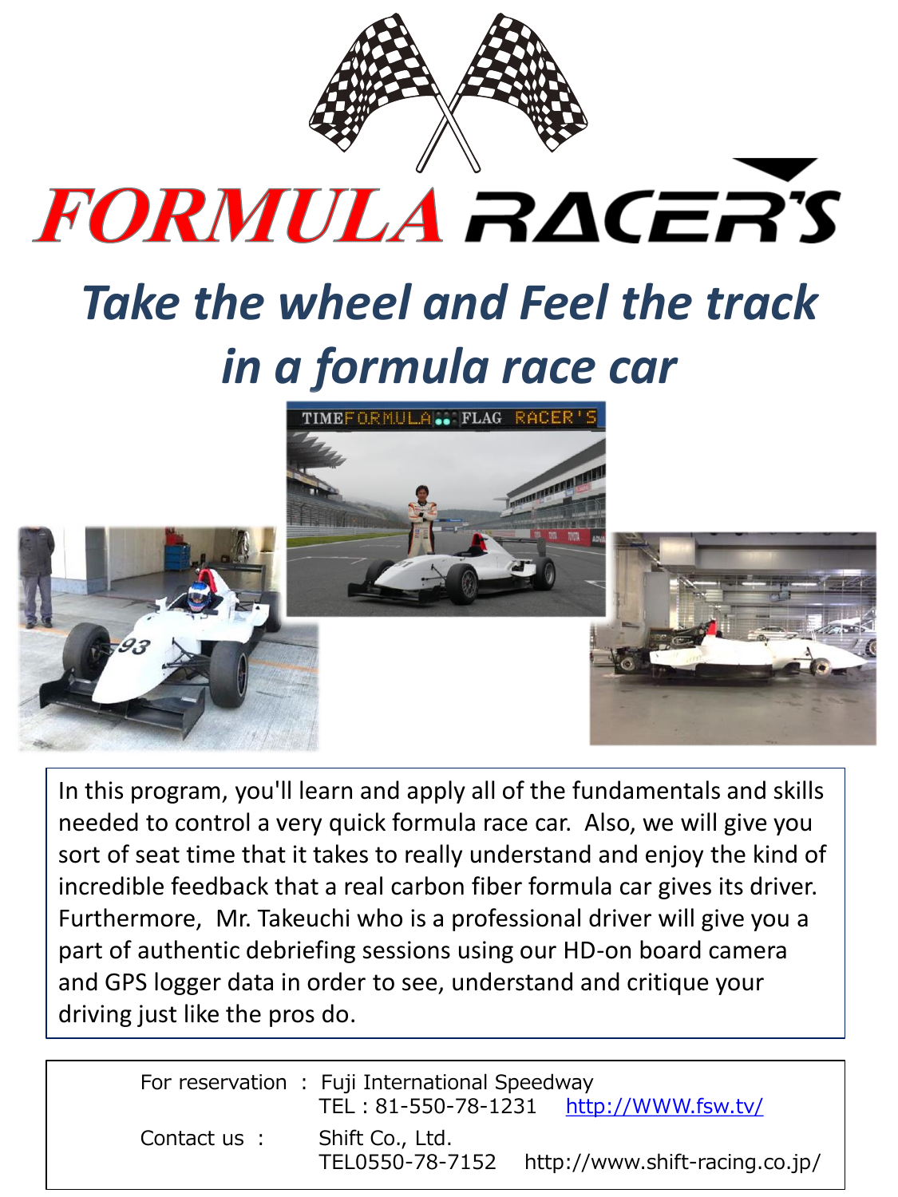# FORMULA RACER'S

## *Take the wheel and Feel the track in a formula race car*

In this program, you'll learn and apply all of the fundamentals and skills needed to control a very quick formula race car. Also, we will give you sort of seat time that it takes to really understand and enjoy the kind of incredible feedback that a real carbon fiber formula car gives its driver. Furthermore, Mr. Takeuchi who is a professional driver will give you a part of authentic debriefing sessions using our HD-on board camera and GPS logger data in order to see, understand and critique your driving just like the pros do.

For reservation : Fuji International Speedway
TEL : 81-550-78-1231 http://WWW.fsw.tv/

Contact us : Shift Co., Ltd.
TEL0550-78-7152 http://www.shift-racing.co.jp/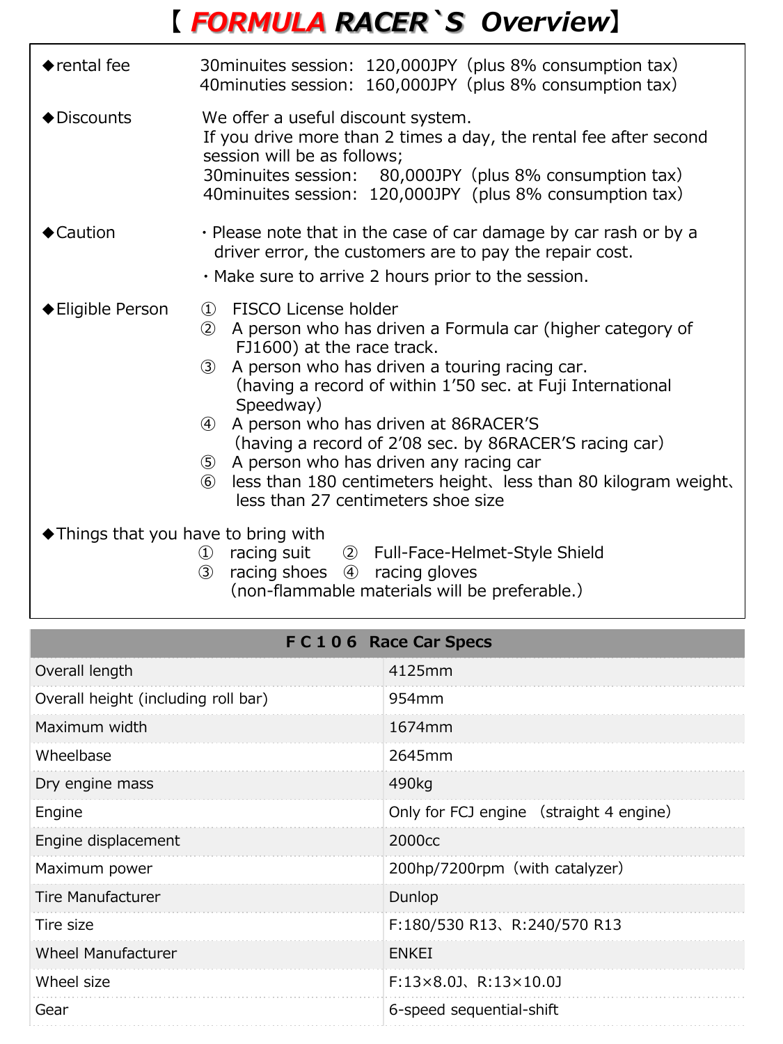# 【 *FORMULA* *RACER`S* *Overview*】

◆rental fee

30minuites session:  120,000JPY（plus 8% consumption tax）
40minuties session:  160,000JPY（plus 8% consumption tax）

◆Discounts

We offer a useful discount system.
If you drive more than 2 times a day, the rental fee after second session will be as follows;
30minuites session:    80,000JPY（plus 8% consumption tax）
40minuites session:  120,000JPY（plus 8% consumption tax）

◆Caution

・Please note that in the case of car damage by car rash or by a driver error, the customers are to pay the repair cost.

・Make sure to arrive 2 hours prior to the session.

◆Eligible Person

① FISCO License holder
② A person who has driven a Formula car (higher category of FJ1600) at the race track.
③ A person who has driven a touring racing car. （having a record of within 1'50 sec. at Fuji International Speedway）
④ A person who has driven at 86RACER'S （having a record of 2'08 sec. by 86RACER'S racing car）
⑤ A person who has driven any racing car
⑥ less than 180 centimeters height、less than 80 kilogram weight、less than 27 centimeters shoe size

◆Things that you have to bring with

① racing suit ② Full-Face-Helmet-Style Shield
③ racing shoes ④ racing gloves
(non-flammable materials will be preferable.)

| FC106 Race Car Specs | |
|---|---|
| Overall length | 4125mm |
| Overall height (including roll bar) | 954mm |
| Maximum width | 1674mm |
| Wheelbase | 2645mm |
| Dry engine mass | 490kg |
| Engine | Only for FCJ engine （straight 4 engine） |
| Engine displacement | 2000cc |
| Maximum power | 200hp/7200rpm（with catalyzer） |
| Tire Manufacturer | Dunlop |
| Tire size | F:180/530 R13、R:240/570 R13 |
| Wheel Manufacturer | ENKEI |
| Wheel size | F:13×8.0J、R:13×10.0J |
| Gear | 6-speed sequential-shift |